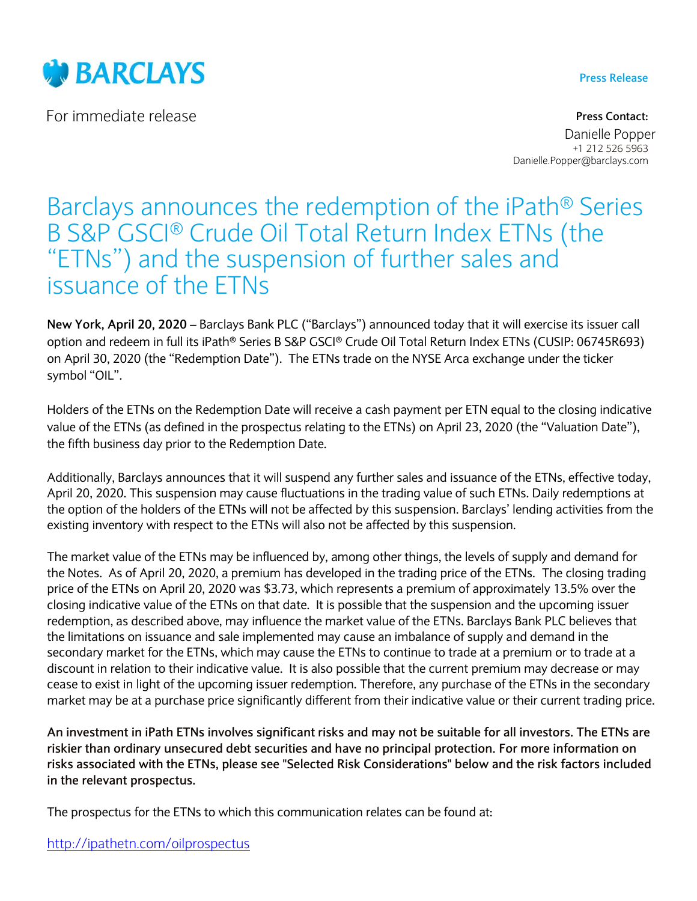**BARCLAYS**

**Press Release**

For immediate release

**Press Contact:**
Danielle Popper
+1 212 526 5963
Danielle.Popper@barclays.com

# Barclays announces the redemption of the iPath® Series B S&P GSCI® Crude Oil Total Return Index ETNs (the "ETNs") and the suspension of further sales and issuance of the ETNs

**New York, April 20, 2020 –** Barclays Bank PLC ("Barclays") announced today that it will exercise its issuer call option and redeem in full its iPath® Series B S&P GSCI® Crude Oil Total Return Index ETNs (CUSIP: 06745R693) on April 30, 2020 (the "Redemption Date"). The ETNs trade on the NYSE Arca exchange under the ticker symbol "OIL".

Holders of the ETNs on the Redemption Date will receive a cash payment per ETN equal to the closing indicative value of the ETNs (as defined in the prospectus relating to the ETNs) on April 23, 2020 (the "Valuation Date"), the fifth business day prior to the Redemption Date.

Additionally, Barclays announces that it will suspend any further sales and issuance of the ETNs, effective today, April 20, 2020. This suspension may cause fluctuations in the trading value of such ETNs. Daily redemptions at the option of the holders of the ETNs will not be affected by this suspension. Barclays' lending activities from the existing inventory with respect to the ETNs will also not be affected by this suspension.

The market value of the ETNs may be influenced by, among other things, the levels of supply and demand for the Notes. As of April 20, 2020, a premium has developed in the trading price of the ETNs. The closing trading price of the ETNs on April 20, 2020 was $3.73, which represents a premium of approximately 13.5% over the closing indicative value of the ETNs on that date. It is possible that the suspension and the upcoming issuer redemption, as described above, may influence the market value of the ETNs. Barclays Bank PLC believes that the limitations on issuance and sale implemented may cause an imbalance of supply and demand in the secondary market for the ETNs, which may cause the ETNs to continue to trade at a premium or to trade at a discount in relation to their indicative value. It is also possible that the current premium may decrease or may cease to exist in light of the upcoming issuer redemption. Therefore, any purchase of the ETNs in the secondary market may be at a purchase price significantly different from their indicative value or their current trading price.

**An investment in iPath ETNs involves significant risks and may not be suitable for all investors. The ETNs are riskier than ordinary unsecured debt securities and have no principal protection. For more information on risks associated with the ETNs, please see "Selected Risk Considerations" below and the risk factors included in the relevant prospectus.**

The prospectus for the ETNs to which this communication relates can be found at:

http://ipathetn.com/oilprospectus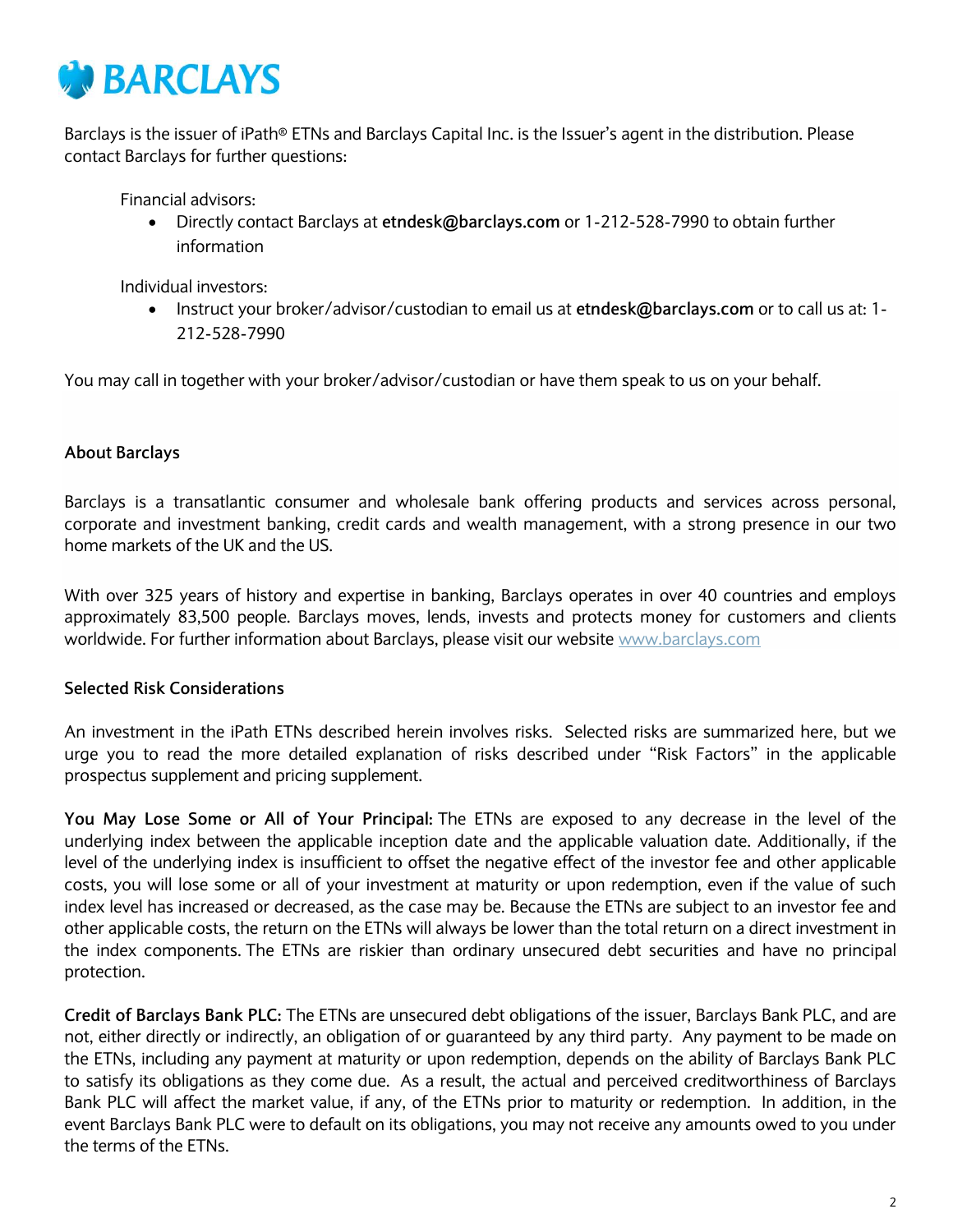# BARCLAYS

Barclays is the issuer of iPath® ETNs and Barclays Capital Inc. is the Issuer's agent in the distribution. Please contact Barclays for further questions:

Financial advisors:

- Directly contact Barclays at **etndesk@barclays.com** or 1-212-528-7990 to obtain further information

Individual investors:

- Instruct your broker/advisor/custodian to email us at **etndesk@barclays.com** or to call us at: 1-212-528-7990

You may call in together with your broker/advisor/custodian or have them speak to us on your behalf.

**About Barclays**

Barclays is a transatlantic consumer and wholesale bank offering products and services across personal, corporate and investment banking, credit cards and wealth management, with a strong presence in our two home markets of the UK and the US.

With over 325 years of history and expertise in banking, Barclays operates in over 40 countries and employs approximately 83,500 people. Barclays moves, lends, invests and protects money for customers and clients worldwide. For further information about Barclays, please visit our website [www.barclays.com](http://www.barclays.com)

**Selected Risk Considerations**

An investment in the iPath ETNs described herein involves risks. Selected risks are summarized here, but we urge you to read the more detailed explanation of risks described under "Risk Factors" in the applicable prospectus supplement and pricing supplement.

**You May Lose Some or All of Your Principal:** The ETNs are exposed to any decrease in the level of the underlying index between the applicable inception date and the applicable valuation date. Additionally, if the level of the underlying index is insufficient to offset the negative effect of the investor fee and other applicable costs, you will lose some or all of your investment at maturity or upon redemption, even if the value of such index level has increased or decreased, as the case may be. Because the ETNs are subject to an investor fee and other applicable costs, the return on the ETNs will always be lower than the total return on a direct investment in the index components. The ETNs are riskier than ordinary unsecured debt securities and have no principal protection.

**Credit of Barclays Bank PLC:** The ETNs are unsecured debt obligations of the issuer, Barclays Bank PLC, and are not, either directly or indirectly, an obligation of or guaranteed by any third party. Any payment to be made on the ETNs, including any payment at maturity or upon redemption, depends on the ability of Barclays Bank PLC to satisfy its obligations as they come due. As a result, the actual and perceived creditworthiness of Barclays Bank PLC will affect the market value, if any, of the ETNs prior to maturity or redemption. In addition, in the event Barclays Bank PLC were to default on its obligations, you may not receive any amounts owed to you under the terms of the ETNs.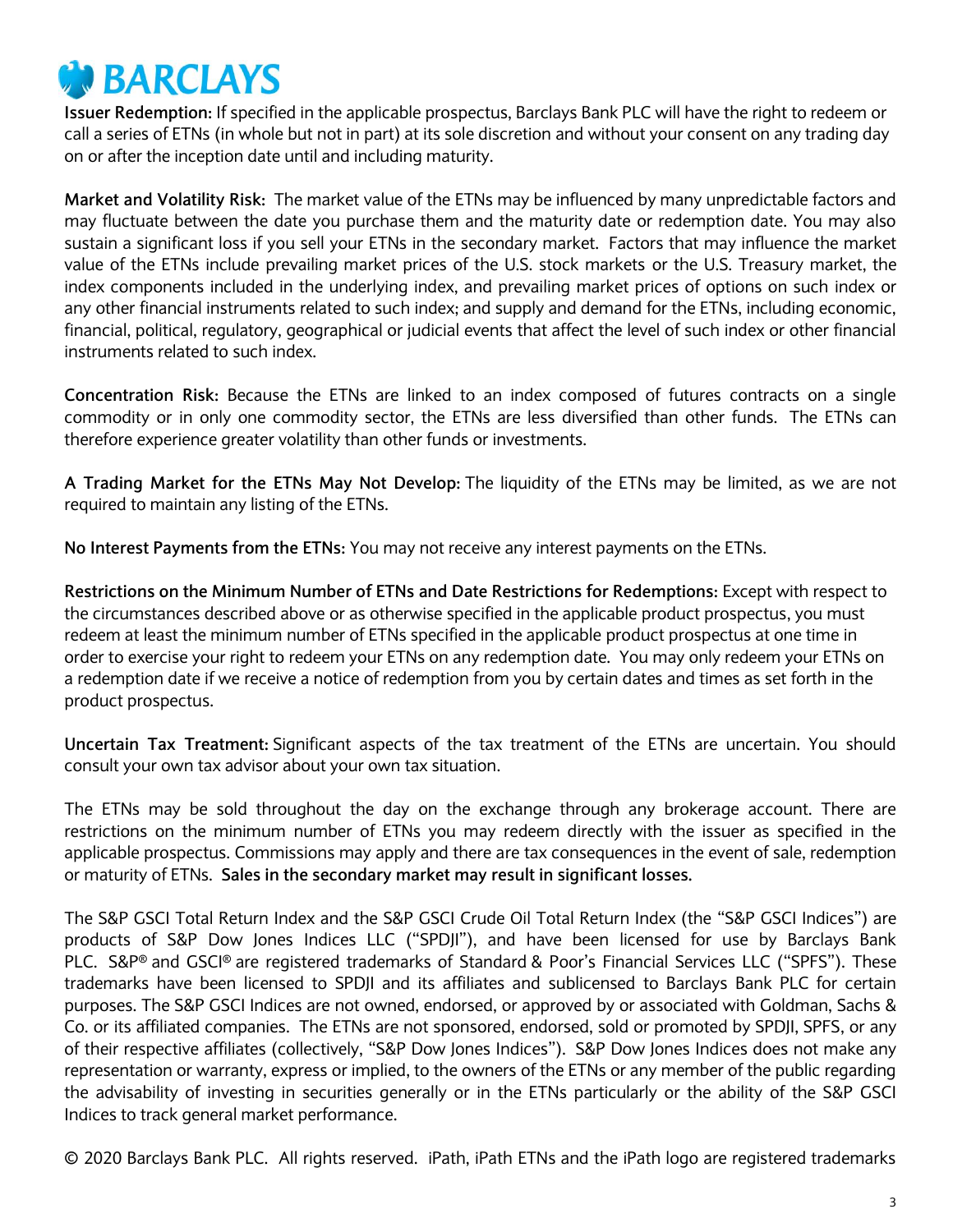**Issuer Redemption:** If specified in the applicable prospectus, Barclays Bank PLC will have the right to redeem or call a series of ETNs (in whole but not in part) at its sole discretion and without your consent on any trading day on or after the inception date until and including maturity.

**Market and Volatility Risk:** The market value of the ETNs may be influenced by many unpredictable factors and may fluctuate between the date you purchase them and the maturity date or redemption date. You may also sustain a significant loss if you sell your ETNs in the secondary market. Factors that may influence the market value of the ETNs include prevailing market prices of the U.S. stock markets or the U.S. Treasury market, the index components included in the underlying index, and prevailing market prices of options on such index or any other financial instruments related to such index; and supply and demand for the ETNs, including economic, financial, political, regulatory, geographical or judicial events that affect the level of such index or other financial instruments related to such index.

**Concentration Risk:** Because the ETNs are linked to an index composed of futures contracts on a single commodity or in only one commodity sector, the ETNs are less diversified than other funds. The ETNs can therefore experience greater volatility than other funds or investments.

**A Trading Market for the ETNs May Not Develop:** The liquidity of the ETNs may be limited, as we are not required to maintain any listing of the ETNs.

**No Interest Payments from the ETNs:** You may not receive any interest payments on the ETNs.

**Restrictions on the Minimum Number of ETNs and Date Restrictions for Redemptions:** Except with respect to the circumstances described above or as otherwise specified in the applicable product prospectus, you must redeem at least the minimum number of ETNs specified in the applicable product prospectus at one time in order to exercise your right to redeem your ETNs on any redemption date. You may only redeem your ETNs on a redemption date if we receive a notice of redemption from you by certain dates and times as set forth in the product prospectus.

**Uncertain Tax Treatment:** Significant aspects of the tax treatment of the ETNs are uncertain. You should consult your own tax advisor about your own tax situation.

The ETNs may be sold throughout the day on the exchange through any brokerage account. There are restrictions on the minimum number of ETNs you may redeem directly with the issuer as specified in the applicable prospectus. Commissions may apply and there are tax consequences in the event of sale, redemption or maturity of ETNs. **Sales in the secondary market may result in significant losses.**

The S&P GSCI Total Return Index and the S&P GSCI Crude Oil Total Return Index (the "S&P GSCI Indices") are products of S&P Dow Jones Indices LLC ("SPDJI"), and have been licensed for use by Barclays Bank PLC. S&P® and GSCI® are registered trademarks of Standard & Poor's Financial Services LLC ("SPFS"). These trademarks have been licensed to SPDJI and its affiliates and sublicensed to Barclays Bank PLC for certain purposes. The S&P GSCI Indices are not owned, endorsed, or approved by or associated with Goldman, Sachs & Co. or its affiliated companies. The ETNs are not sponsored, endorsed, sold or promoted by SPDJI, SPFS, or any of their respective affiliates (collectively, "S&P Dow Jones Indices"). S&P Dow Jones Indices does not make any representation or warranty, express or implied, to the owners of the ETNs or any member of the public regarding the advisability of investing in securities generally or in the ETNs particularly or the ability of the S&P GSCI Indices to track general market performance.

© 2020 Barclays Bank PLC. All rights reserved. iPath, iPath ETNs and the iPath logo are registered trademarks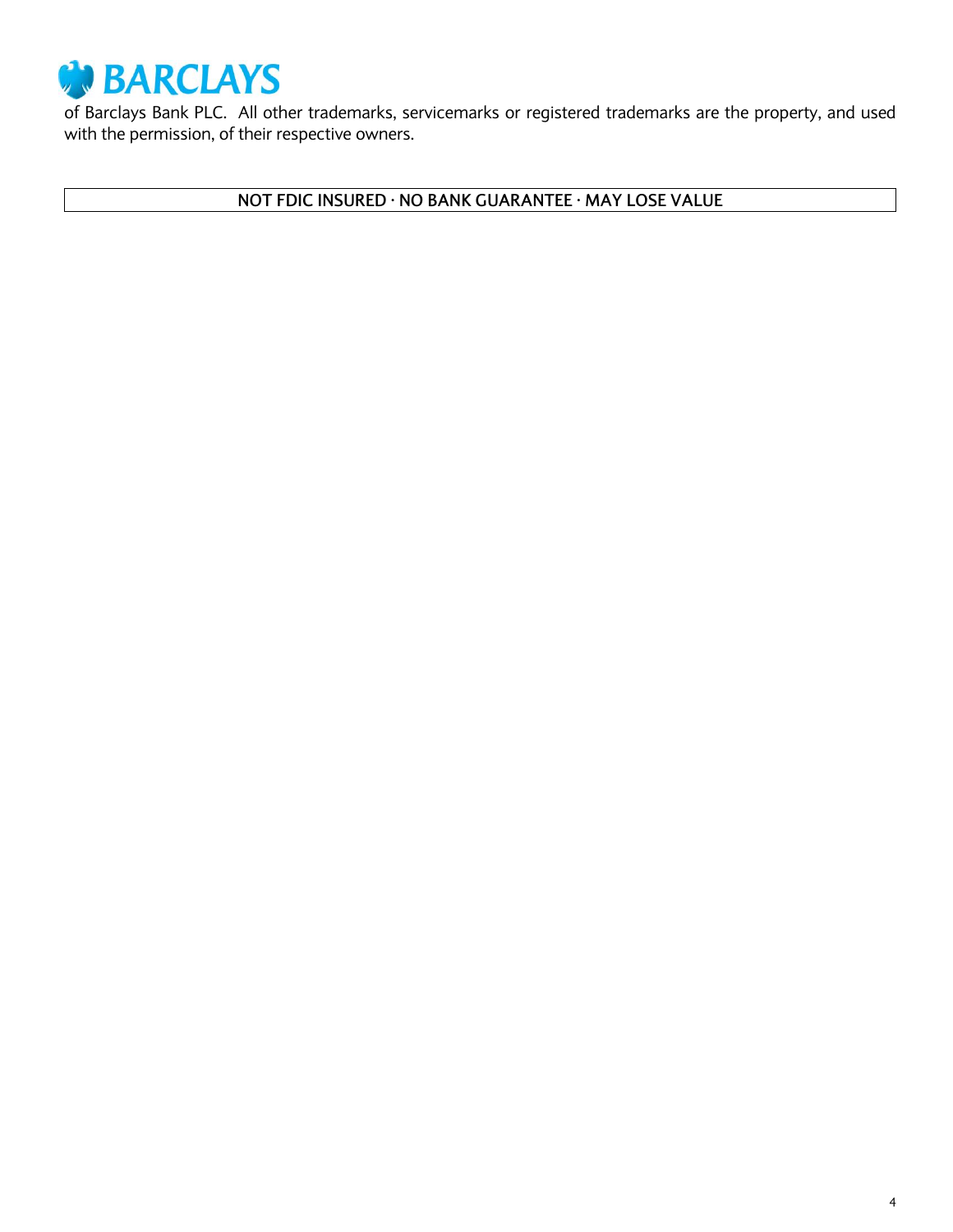of Barclays Bank PLC. All other trademarks, servicemarks or registered trademarks are the property, and used with the permission, of their respective owners.

**NOT FDIC INSURED · NO BANK GUARANTEE · MAY LOSE VALUE**